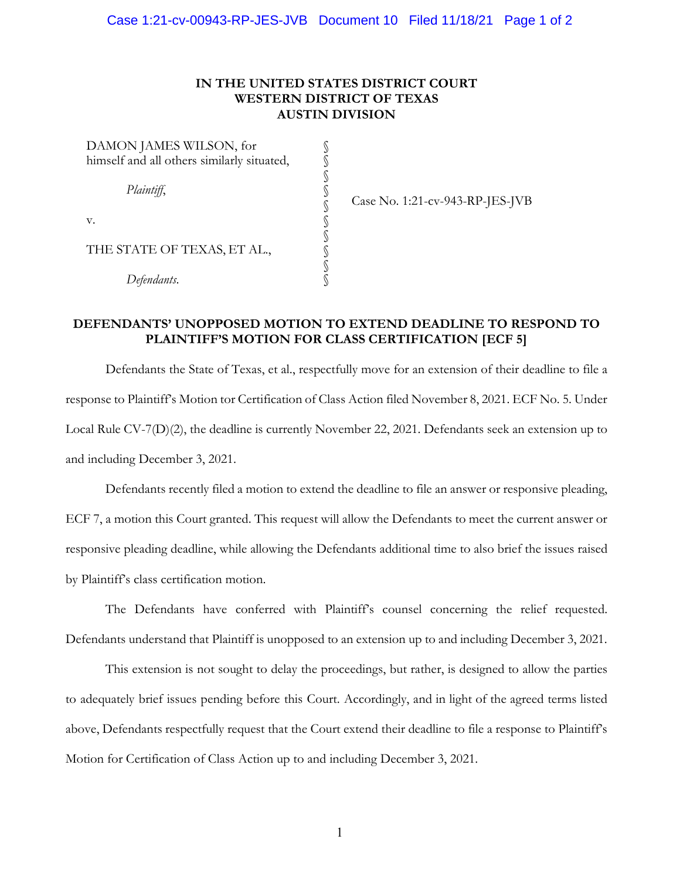# IN THE UNITED STATES DISTRICT COURT
# WESTERN DISTRICT OF TEXAS
# AUSTIN DIVISION

DAMON JAMES WILSON, for himself and all others similarly situated,

*Plaintiff*,

v.

THE STATE OF TEXAS, ET AL.,

*Defendants*.

Case No. 1:21-cv-943-RP-JES-JVB

## DEFENDANTS' UNOPPOSED MOTION TO EXTEND DEADLINE TO RESPOND TO PLAINTIFF'S MOTION FOR CLASS CERTIFICATION [ECF 5]

Defendants the State of Texas, et al., respectfully move for an extension of their deadline to file a response to Plaintiff's Motion tor Certification of Class Action filed November 8, 2021. ECF No. 5. Under Local Rule CV-7(D)(2), the deadline is currently November 22, 2021. Defendants seek an extension up to and including December 3, 2021.

Defendants recently filed a motion to extend the deadline to file an answer or responsive pleading, ECF 7, a motion this Court granted. This request will allow the Defendants to meet the current answer or responsive pleading deadline, while allowing the Defendants additional time to also brief the issues raised by Plaintiff's class certification motion.

The Defendants have conferred with Plaintiff's counsel concerning the relief requested. Defendants understand that Plaintiff is unopposed to an extension up to and including December 3, 2021.

This extension is not sought to delay the proceedings, but rather, is designed to allow the parties to adequately brief issues pending before this Court. Accordingly, and in light of the agreed terms listed above, Defendants respectfully request that the Court extend their deadline to file a response to Plaintiff's Motion for Certification of Class Action up to and including December 3, 2021.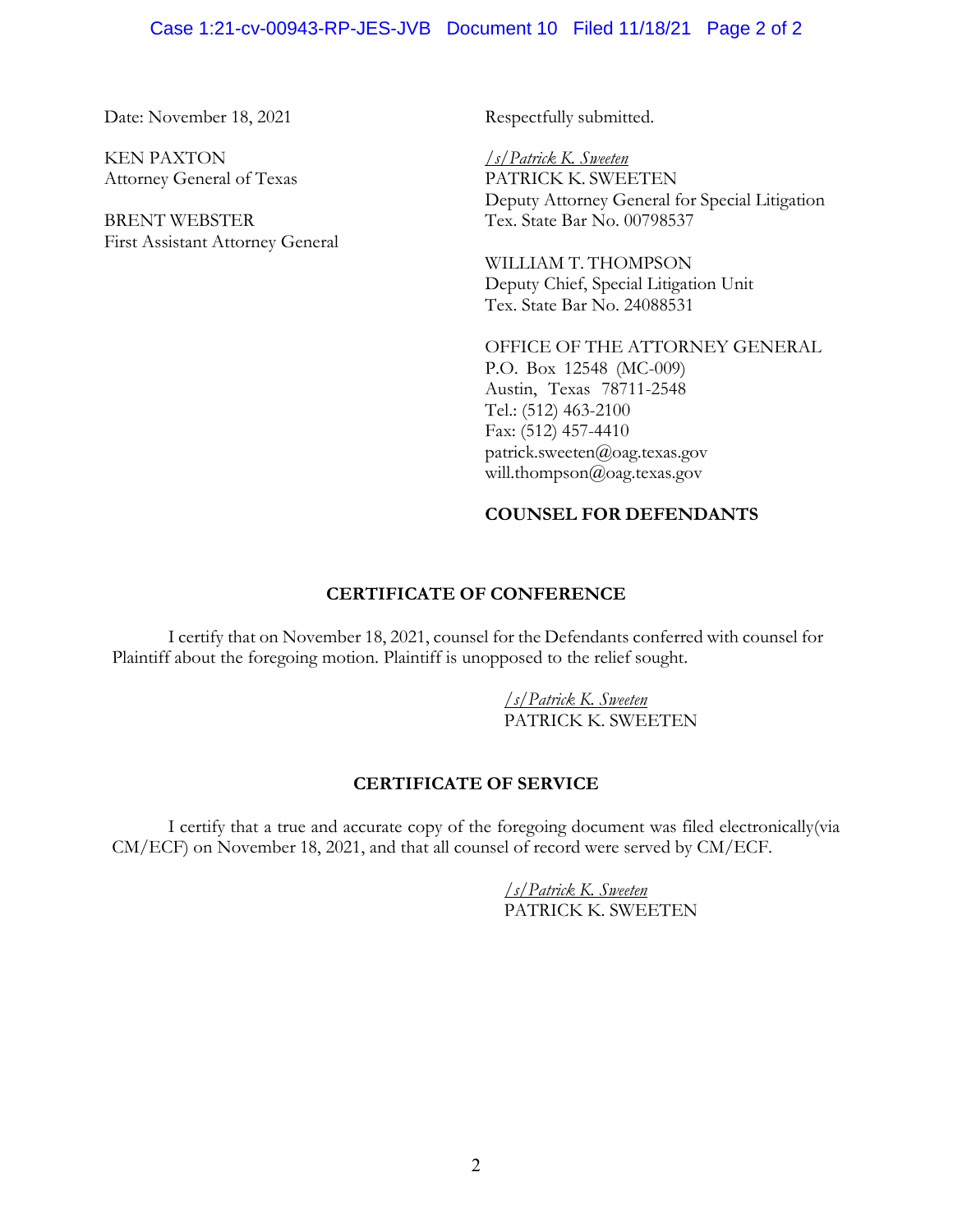Date: November 18, 2021

KEN PAXTON
Attorney General of Texas

BRENT WEBSTER
First Assistant Attorney General

Respectfully submitted.

*/s/ Patrick K. Sweeten*
PATRICK K. SWEETEN
Deputy Attorney General for Special Litigation
Tex. State Bar No. 00798537

WILLIAM T. THOMPSON
Deputy Chief, Special Litigation Unit
Tex. State Bar No. 24088531

OFFICE OF THE ATTORNEY GENERAL
P.O. Box 12548 (MC-009)
Austin, Texas 78711-2548
Tel.: (512) 463-2100
Fax: (512) 457-4410
patrick.sweeten@oag.texas.gov
will.thompson@oag.texas.gov

**COUNSEL FOR DEFENDANTS**

## CERTIFICATE OF CONFERENCE

I certify that on November 18, 2021, counsel for the Defendants conferred with counsel for Plaintiff about the foregoing motion. Plaintiff is unopposed to the relief sought.

*/s/ Patrick K. Sweeten*
PATRICK K. SWEETEN

## CERTIFICATE OF SERVICE

I certify that a true and accurate copy of the foregoing document was filed electronically(via CM/ECF) on November 18, 2021, and that all counsel of record were served by CM/ECF.

*/s/ Patrick K. Sweeten*
PATRICK K. SWEETEN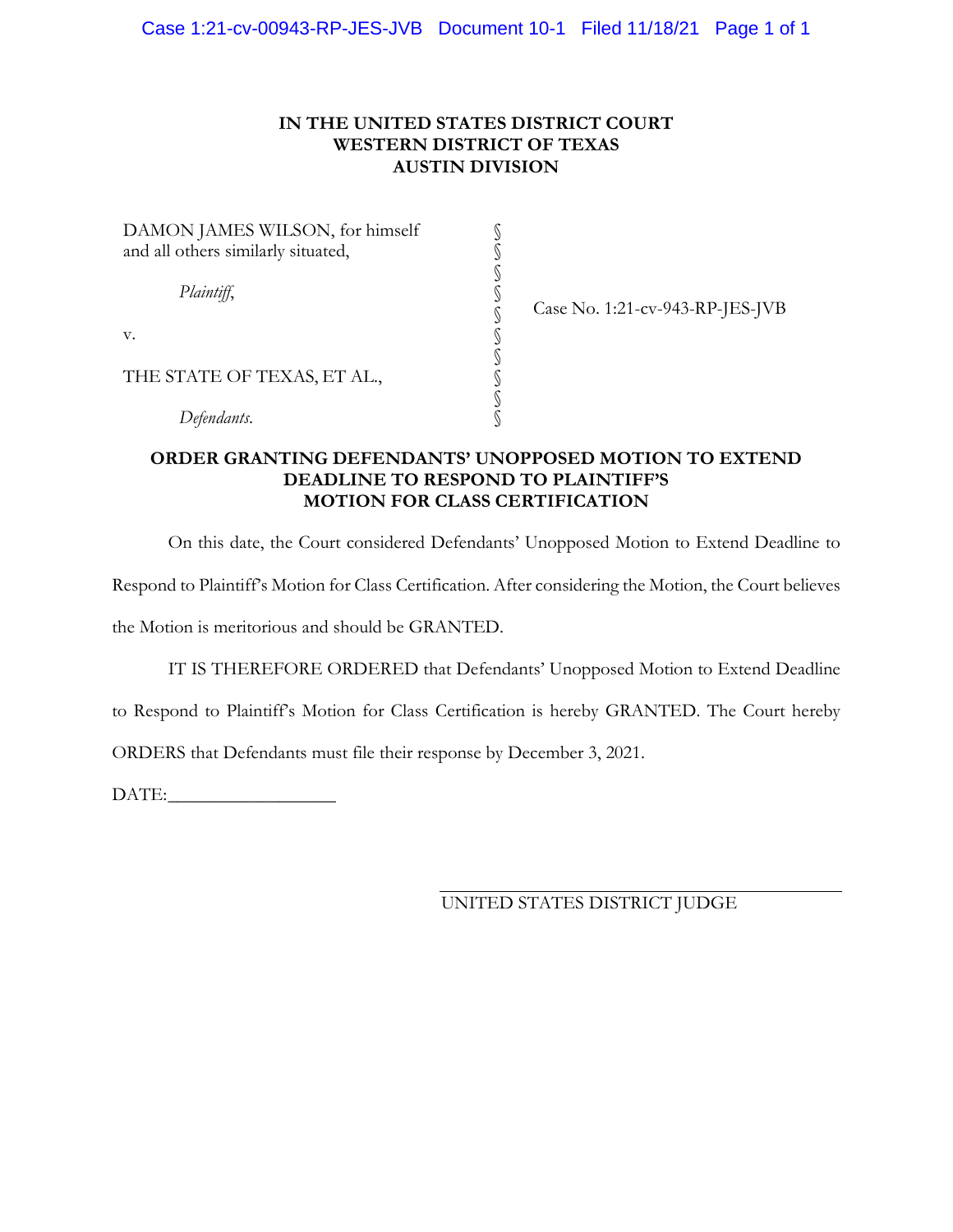**IN THE UNITED STATES DISTRICT COURT**
**WESTERN DISTRICT OF TEXAS**
**AUSTIN DIVISION**

| | | |
|---|---|---|
| DAMON JAMES WILSON, for himself and all others similarly situated, | § | |
| *Plaintiff*, | § | Case No. 1:21-cv-943-RP-JES-JVB |
| v. | § | |
| THE STATE OF TEXAS, ET AL., | § | |
| *Defendants*. | § | |

**ORDER GRANTING DEFENDANTS' UNOPPOSED MOTION TO EXTEND DEADLINE TO RESPOND TO PLAINTIFF'S MOTION FOR CLASS CERTIFICATION**

On this date, the Court considered Defendants' Unopposed Motion to Extend Deadline to Respond to Plaintiff's Motion for Class Certification. After considering the Motion, the Court believes the Motion is meritorious and should be GRANTED.

IT IS THEREFORE ORDERED that Defendants' Unopposed Motion to Extend Deadline to Respond to Plaintiff's Motion for Class Certification is hereby GRANTED. The Court hereby ORDERS that Defendants must file their response by December 3, 2021.

DATE:_________________

_______________________________
UNITED STATES DISTRICT JUDGE